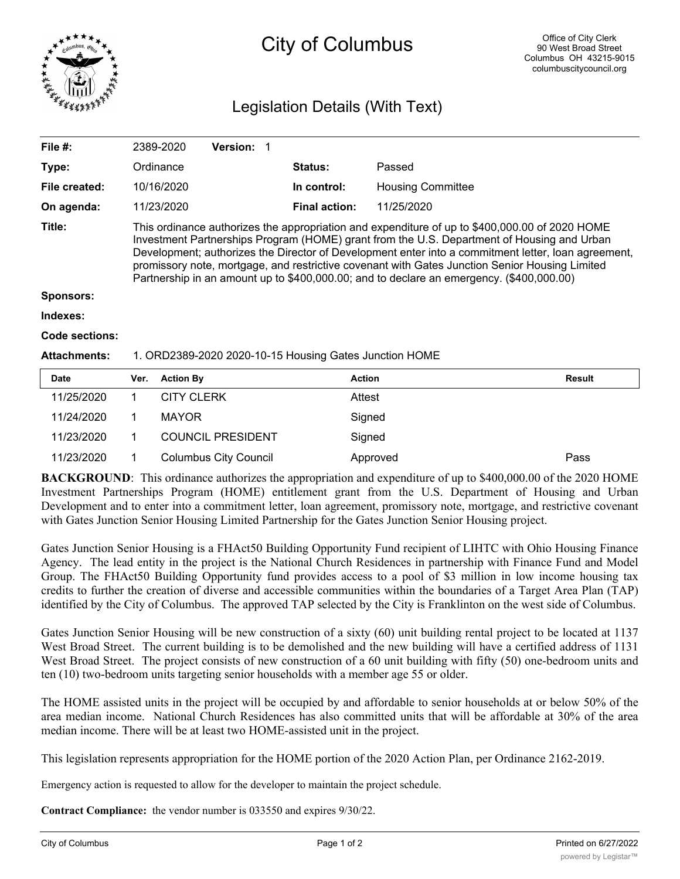# City of Columbus

Office of City Clerk
90 West Broad Street
Columbus OH 43215-9015
columbuscitycouncil.org

## Legislation Details (With Text)

| | | | |
|---|---|---|---|
| **File #:** | 2389-2020 **Version:** 1 | | |
| **Type:** | Ordinance | **Status:** | Passed |
| **File created:** | 10/16/2020 | **In control:** | Housing Committee |
| **On agenda:** | 11/23/2020 | **Final action:** | 11/25/2020 |

**Title:** This ordinance authorizes the appropriation and expenditure of up to $400,000.00 of 2020 HOME Investment Partnerships Program (HOME) grant from the U.S. Department of Housing and Urban Development; authorizes the Director of Development enter into a commitment letter, loan agreement, promissory note, mortgage, and restrictive covenant with Gates Junction Senior Housing Limited Partnership in an amount up to $400,000.00; and to declare an emergency. ($400,000.00)

**Sponsors:**

**Indexes:**

**Code sections:**

**Attachments:** 1. ORD2389-2020 2020-10-15 Housing Gates Junction HOME

| Date | Ver. | Action By | Action | Result |
|---|---|---|---|---|
| 11/25/2020 | 1 | CITY CLERK | Attest | |
| 11/24/2020 | 1 | MAYOR | Signed | |
| 11/23/2020 | 1 | COUNCIL PRESIDENT | Signed | |
| 11/23/2020 | 1 | Columbus City Council | Approved | Pass |

**BACKGROUND**: This ordinance authorizes the appropriation and expenditure of up to $400,000.00 of the 2020 HOME Investment Partnerships Program (HOME) entitlement grant from the U.S. Department of Housing and Urban Development and to enter into a commitment letter, loan agreement, promissory note, mortgage, and restrictive covenant with Gates Junction Senior Housing Limited Partnership for the Gates Junction Senior Housing project.

Gates Junction Senior Housing is a FHAct50 Building Opportunity Fund recipient of LIHTC with Ohio Housing Finance Agency. The lead entity in the project is the National Church Residences in partnership with Finance Fund and Model Group. The FHAct50 Building Opportunity fund provides access to a pool of $3 million in low income housing tax credits to further the creation of diverse and accessible communities within the boundaries of a Target Area Plan (TAP) identified by the City of Columbus. The approved TAP selected by the City is Franklinton on the west side of Columbus.

Gates Junction Senior Housing will be new construction of a sixty (60) unit building rental project to be located at 1137 West Broad Street. The current building is to be demolished and the new building will have a certified address of 1131 West Broad Street. The project consists of new construction of a 60 unit building with fifty (50) one-bedroom units and ten (10) two-bedroom units targeting senior households with a member age 55 or older.

The HOME assisted units in the project will be occupied by and affordable to senior households at or below 50% of the area median income. National Church Residences has also committed units that will be affordable at 30% of the area median income. There will be at least two HOME-assisted unit in the project.

This legislation represents appropriation for the HOME portion of the 2020 Action Plan, per Ordinance 2162-2019.

Emergency action is requested to allow for the developer to maintain the project schedule.

**Contract Compliance:** the vendor number is 033550 and expires 9/30/22.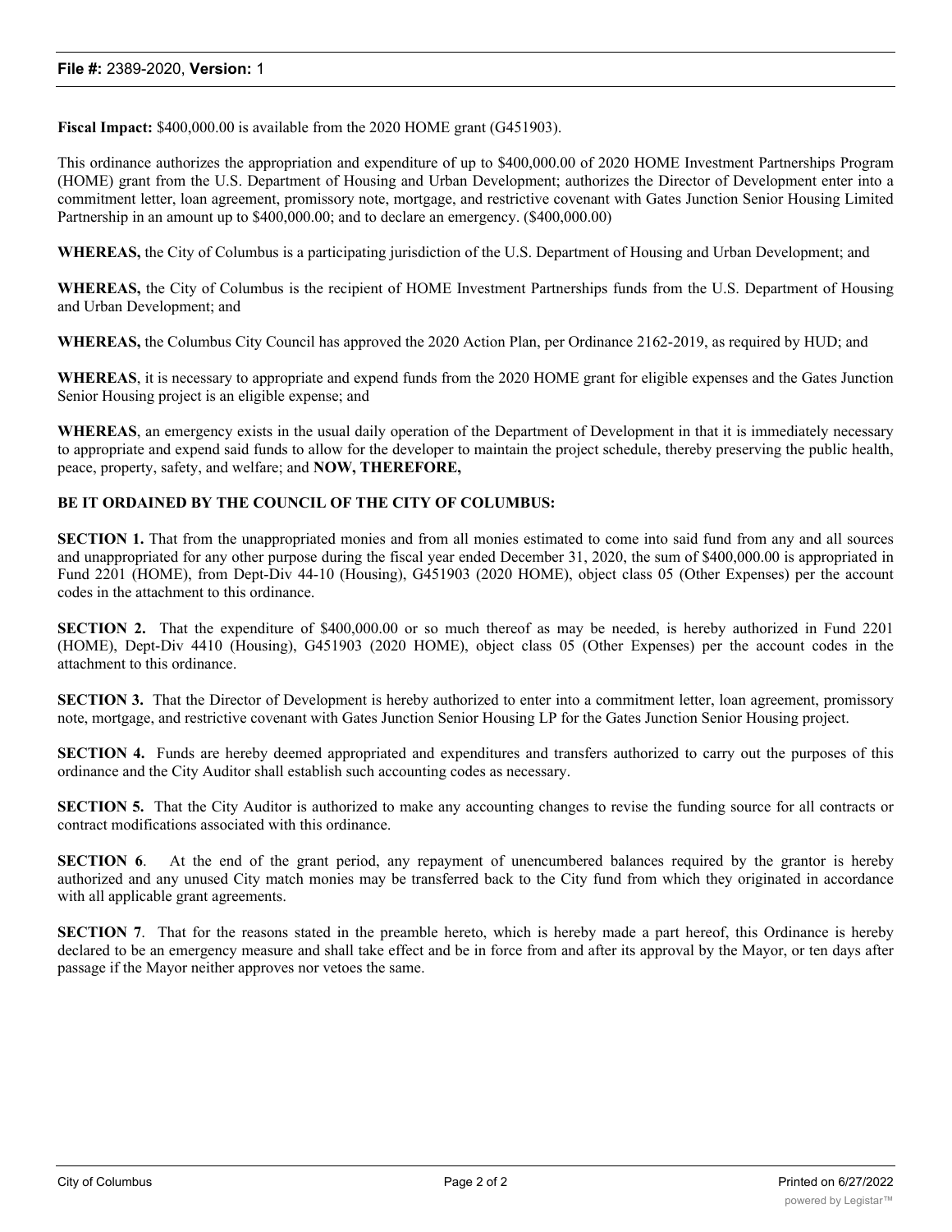**Fiscal Impact:** $400,000.00 is available from the 2020 HOME grant (G451903).

This ordinance authorizes the appropriation and expenditure of up to $400,000.00 of 2020 HOME Investment Partnerships Program (HOME) grant from the U.S. Department of Housing and Urban Development; authorizes the Director of Development enter into a commitment letter, loan agreement, promissory note, mortgage, and restrictive covenant with Gates Junction Senior Housing Limited Partnership in an amount up to $400,000.00; and to declare an emergency. ($400,000.00)

**WHEREAS,** the City of Columbus is a participating jurisdiction of the U.S. Department of Housing and Urban Development; and

**WHEREAS,** the City of Columbus is the recipient of HOME Investment Partnerships funds from the U.S. Department of Housing and Urban Development; and

**WHEREAS,** the Columbus City Council has approved the 2020 Action Plan, per Ordinance 2162-2019, as required by HUD; and

**WHEREAS**, it is necessary to appropriate and expend funds from the 2020 HOME grant for eligible expenses and the Gates Junction Senior Housing project is an eligible expense; and

**WHEREAS**, an emergency exists in the usual daily operation of the Department of Development in that it is immediately necessary to appropriate and expend said funds to allow for the developer to maintain the project schedule, thereby preserving the public health, peace, property, safety, and welfare; and **NOW, THEREFORE,**

**BE IT ORDAINED BY THE COUNCIL OF THE CITY OF COLUMBUS:**

**SECTION 1.** That from the unappropriated monies and from all monies estimated to come into said fund from any and all sources and unappropriated for any other purpose during the fiscal year ended December 31, 2020, the sum of $400,000.00 is appropriated in Fund 2201 (HOME), from Dept-Div 44-10 (Housing), G451903 (2020 HOME), object class 05 (Other Expenses) per the account codes in the attachment to this ordinance.

**SECTION 2.** That the expenditure of $400,000.00 or so much thereof as may be needed, is hereby authorized in Fund 2201 (HOME), Dept-Div 4410 (Housing), G451903 (2020 HOME), object class 05 (Other Expenses) per the account codes in the attachment to this ordinance.

**SECTION 3.** That the Director of Development is hereby authorized to enter into a commitment letter, loan agreement, promissory note, mortgage, and restrictive covenant with Gates Junction Senior Housing LP for the Gates Junction Senior Housing project.

**SECTION 4.** Funds are hereby deemed appropriated and expenditures and transfers authorized to carry out the purposes of this ordinance and the City Auditor shall establish such accounting codes as necessary.

**SECTION 5.** That the City Auditor is authorized to make any accounting changes to revise the funding source for all contracts or contract modifications associated with this ordinance.

**SECTION 6**. At the end of the grant period, any repayment of unencumbered balances required by the grantor is hereby authorized and any unused City match monies may be transferred back to the City fund from which they originated in accordance with all applicable grant agreements.

**SECTION 7**. That for the reasons stated in the preamble hereto, which is hereby made a part hereof, this Ordinance is hereby declared to be an emergency measure and shall take effect and be in force from and after its approval by the Mayor, or ten days after passage if the Mayor neither approves nor vetoes the same.